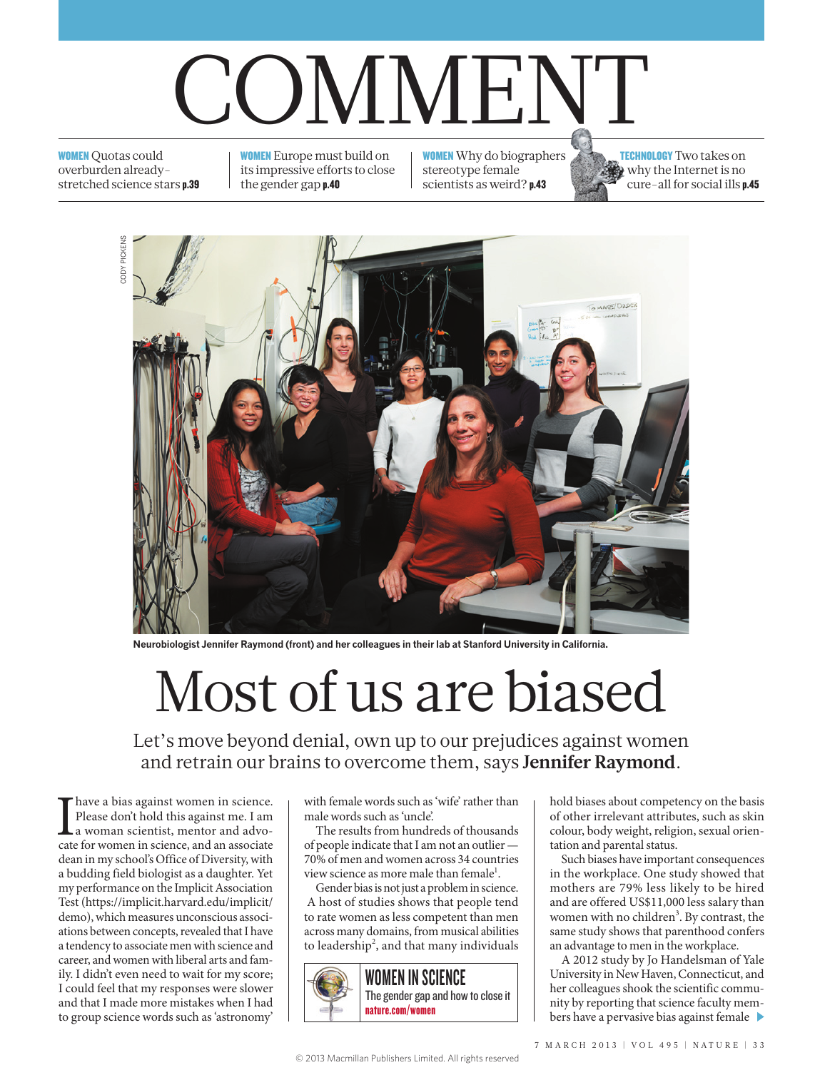# COMMENT

**WOMEN** Quotas could overburden already-stretched science stars **p.39**

**WOMEN** Europe must build on its impressive efforts to close the gender gap **p.40**

**WOMEN** Why do biographers stereotype female scientists as weird? **p.43**

**TECHNOLOGY** Two takes on why the Internet is no cure-all for social ills **p.45**

CODY PICKENS

Neurobiologist Jennifer Raymond (front) and her colleagues in their lab at Stanford University in California.

# Most of us are biased

Let's move beyond denial, own up to our prejudices against women and retrain our brains to overcome them, says **Jennifer Raymond**.

I have a bias against women in science. Please don't hold this against me. I am a woman scientist, mentor and advocate for women in science, and an associate dean in my school's Office of Diversity, with a budding field biologist as a daughter. Yet my performance on the Implicit Association Test (https://implicit.harvard.edu/implicit/demo), which measures unconscious associations between concepts, revealed that I have a tendency to associate men with science and career, and women with liberal arts and family. I didn't even need to wait for my score; I could feel that my responses were slower and that I made more mistakes when I had to group science words such as 'astronomy' with female words such as 'wife' rather than male words such as 'uncle'.

The results from hundreds of thousands of people indicate that I am not an outlier — 70% of men and women across 34 countries view science as more male than female[1].

Gender bias is not just a problem in science. A host of studies shows that people tend to rate women as less competent than men across many domains, from musical abilities to leadership[2], and that many individuals hold biases about competency on the basis of other irrelevant attributes, such as skin colour, body weight, religion, sexual orientation and parental status.

Such biases have important consequences in the workplace. One study showed that mothers are 79% less likely to be hired and are offered US$11,000 less salary than women with no children[3]. By contrast, the same study shows that parenthood confers an advantage to men in the workplace.

A 2012 study by Jo Handelsman of Yale University in New Haven, Connecticut, and her colleagues shook the scientific community by reporting that science faculty members have a pervasive bias against female ▶

**WOMEN IN SCIENCE**
The gender gap and how to close it
nature.com/women

© 2013 Macmillan Publishers Limited. All rights reserved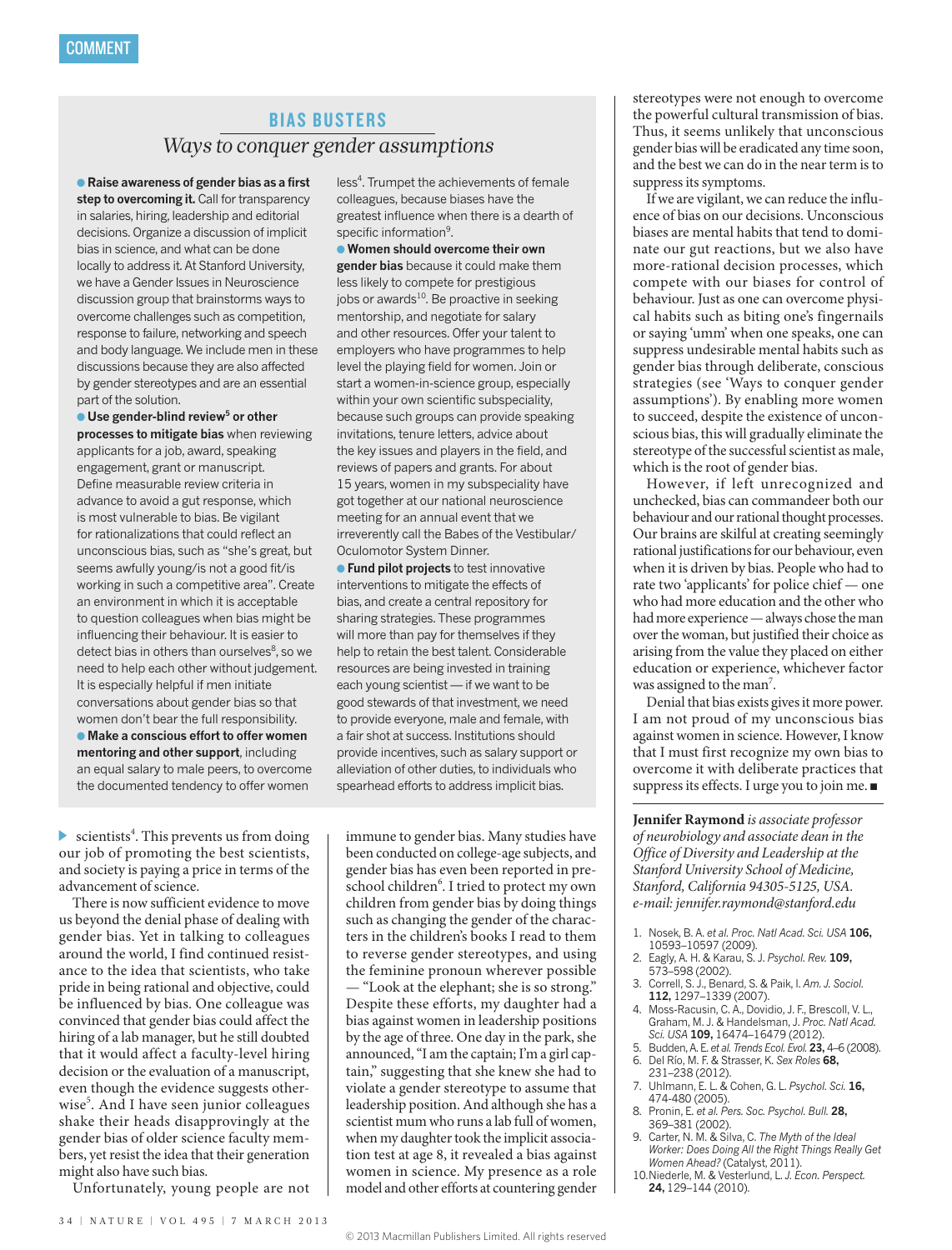## BIAS BUSTERS

### *Ways to conquer gender assumptions*

- **Raise awareness of gender bias as a first step to overcoming it.** Call for transparency in salaries, hiring, leadership and editorial decisions. Organize a discussion of implicit bias in science, and what can be done locally to address it. At Stanford University, we have a Gender Issues in Neuroscience discussion group that brainstorms ways to overcome challenges such as competition, response to failure, networking and speech and body language. We include men in these discussions because they are also affected by gender stereotypes and are an essential part of the solution.
- **Use gender-blind review[5] or other processes to mitigate bias** when reviewing applicants for a job, award, speaking engagement, grant or manuscript. Define measurable review criteria in advance to avoid a gut response, which is most vulnerable to bias. Be vigilant for rationalizations that could reflect an unconscious bias, such as "she's great, but seems awfully young/is not a good fit/is working in such a competitive area". Create an environment in which it is acceptable to question colleagues when bias might be influencing their behaviour. It is easier to detect bias in others than ourselves[8], so we need to help each other without judgement. It is especially helpful if men initiate conversations about gender bias so that women don't bear the full responsibility.
- **Make a conscious effort to offer women mentoring and other support**, including an equal salary to male peers, to overcome the documented tendency to offer women less[4]. Trumpet the achievements of female colleagues, because biases have the greatest influence when there is a dearth of specific information[9].
- **Women should overcome their own gender bias** because it could make them less likely to compete for prestigious jobs or awards[10]. Be proactive in seeking mentorship, and negotiate for salary and other resources. Offer your talent to employers who have programmes to help level the playing field for women. Join or start a women-in-science group, especially within your own scientific subspeciality, because such groups can provide speaking invitations, tenure letters, advice about the key issues and players in the field, and reviews of papers and grants. For about 15 years, women in my subspeciality have got together at our national neuroscience meeting for an annual event that we irreverently call the Babes of the Vestibular/Oculomotor System Dinner.
- **Fund pilot projects** to test innovative interventions to mitigate the effects of bias, and create a central repository for sharing strategies. These programmes will more than pay for themselves if they help to retain the best talent. Considerable resources are being invested in training each young scientist — if we want to be good stewards of that investment, we need to provide everyone, male and female, with a fair shot at success. Institutions should provide incentives, such as salary support or alleviation of other duties, to individuals who spearhead efforts to address implicit bias.

scientists[4]. This prevents us from doing our job of promoting the best scientists, and society is paying a price in terms of the advancement of science.

There is now sufficient evidence to move us beyond the denial phase of dealing with gender bias. Yet in talking to colleagues around the world, I find continued resistance to the idea that scientists, who take pride in being rational and objective, could be influenced by bias. One colleague was convinced that gender bias could affect the hiring of a lab manager, but he still doubted that it would affect a faculty-level hiring decision or the evaluation of a manuscript, even though the evidence suggests otherwise[5]. And I have seen junior colleagues shake their heads disapprovingly at the gender bias of older science faculty members, yet resist the idea that their generation might also have such bias.

Unfortunately, young people are not immune to gender bias. Many studies have been conducted on college-age subjects, and gender bias has even been reported in preschool children[6]. I tried to protect my own children from gender bias by doing things such as changing the gender of the characters in the children's books I read to them to reverse gender stereotypes, and using the feminine pronoun wherever possible — "Look at the elephant; she is so strong." Despite these efforts, my daughter had a bias against women in leadership positions by the age of three. One day in the park, she announced, "I am the captain; I'm a girl captain," suggesting that she knew she had to violate a gender stereotype to assume that leadership position. And although she has a scientist mum who runs a lab full of women, when my daughter took the implicit association test at age 8, it revealed a bias against women in science. My presence as a role model and other efforts at countering gender stereotypes were not enough to overcome the powerful cultural transmission of bias. Thus, it seems unlikely that unconscious gender bias will be eradicated any time soon, and the best we can do in the near term is to suppress its symptoms.

If we are vigilant, we can reduce the influence of bias on our decisions. Unconscious biases are mental habits that tend to dominate our gut reactions, but we also have more-rational decision processes, which compete with our biases for control of behaviour. Just as one can overcome physical habits such as biting one's fingernails or saying 'umm' when one speaks, one can suppress undesirable mental habits such as gender bias through deliberate, conscious strategies (see 'Ways to conquer gender assumptions'). By enabling more women to succeed, despite the existence of unconscious bias, this will gradually eliminate the stereotype of the successful scientist as male, which is the root of gender bias.

However, if left unrecognized and unchecked, bias can commandeer both our behaviour and our rational thought processes. Our brains are skilful at creating seemingly rational justifications for our behaviour, even when it is driven by bias. People who had to rate two 'applicants' for police chief — one who had more education and the other who had more experience — always chose the man over the woman, but justified their choice as arising from the value they placed on either education or experience, whichever factor was assigned to the man[7].

Denial that bias exists gives it more power. I am not proud of my unconscious bias against women in science. However, I know that I must first recognize my own bias to overcome it with deliberate practices that suppress its effects. I urge you to join me. ■

**Jennifer Raymond** *is associate professor of neurobiology and associate dean in the Office of Diversity and Leadership at the Stanford University School of Medicine, Stanford, California 94305-5125, USA. e-mail: jennifer.raymond@stanford.edu*

1. Nosek, B. A. *et al. Proc. Natl Acad. Sci. USA* **106,** 10593–10597 (2009).
2. Eagly, A. H. & Karau, S. J. *Psychol. Rev.* **109,** 573–598 (2002).
3. Correll, S. J., Benard, S. & Paik, I. *Am. J. Sociol.* **112,** 1297–1339 (2007).
4. Moss-Racusin, C. A., Dovidio, J. F., Brescoll, V. L., Graham, M. J. & Handelsman, J. *Proc. Natl Acad. Sci. USA* **109,** 16474–16479 (2012).
5. Budden, A. E. *et al. Trends Ecol. Evol.* **23,** 4–6 (2008).
6. Del Río, M. F. & Strasser, K. *Sex Roles* **68,** 231–238 (2012).
7. Uhlmann, E. L. & Cohen, G. L. *Psychol. Sci.* **16,** 474-480 (2005).
8. Pronin, E. *et al. Pers. Soc. Psychol. Bull.* **28,** 369–381 (2002).
9. Carter, N. M. & Silva, C. *The Myth of the Ideal Worker: Does Doing All the Right Things Really Get Women Ahead?* (Catalyst, 2011).
10. Niederle, M. & Vesterlund, L. *J. Econ. Perspect.* **24,** 129–144 (2010).